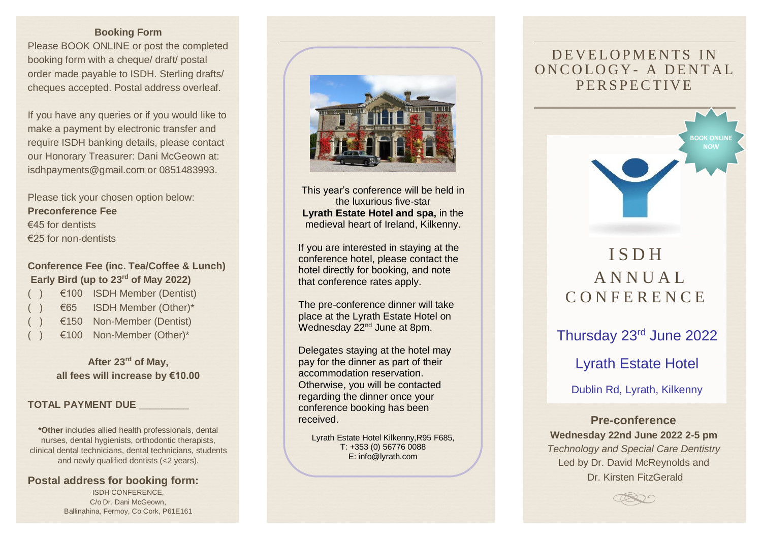## Booking Form

Please BOOK ONLINE or post the completed booking form with a cheque/ draft/ postal order made payable to ISDH. Sterling drafts/ cheques accepted. Postal address overleaf.

If you have any queries or if you would like to make a payment by electronic transfer and require ISDH banking details, please contact our Honorary Treasurer: Dani McGeown at: isdhpayments@gmail.com or 0851483993.

Please tick your chosen option below:

**Preconference Fee**

€45 for dentists

€25 for non-dentists

**Conference Fee (inc. Tea/Coffee & Lunch)**

**Early Bird (up to 23rd of May 2022)**

( ) €100 ISDH Member (Dentist)

( ) €65 ISDH Member (Other)*

( ) €150 Non-Member (Dentist)

( ) €100 Non-Member (Other)*

**After 23rd of May, all fees will increase by €10.00**

**TOTAL PAYMENT DUE ________**

***Other** includes allied health professionals, dental nurses, dental hygienists, orthodontic therapists, clinical dental technicians, dental technicians, students and newly qualified dentists (<2 years).

### Postal address for booking form:

ISDH CONFERENCE,
C/o Dr. Dani McGeown,
Ballinahina, Fermoy, Co Cork, P61E161

---

This year's conference will be held in the luxurious five-star **Lyrath Estate Hotel and spa,** in the medieval heart of Ireland, Kilkenny.

If you are interested in staying at the conference hotel, please contact the hotel directly for booking, and note that conference rates apply.

The pre-conference dinner will take place at the Lyrath Estate Hotel on Wednesday 22nd June at 8pm.

Delegates staying at the hotel may pay for the dinner as part of their accommodation reservation. Otherwise, you will be contacted regarding the dinner once your conference booking has been received.

Lyrath Estate Hotel Kilkenny,R95 F685,
T: +353 (0) 56776 0088
E: info@lyrath.com

---

# DEVELOPMENTS IN ONCOLOGY- A DENTAL PERSPECTIVE

BOOK ONLINE NOW

# ISDH ANNUAL CONFERENCE

Thursday 23rd June 2022

Lyrath Estate Hotel

Dublin Rd, Lyrath, Kilkenny

**Pre-conference**

**Wednesday 22nd June 2022 2-5 pm**

*Technology and Special Care Dentistry*

Led by Dr. David McReynolds and Dr. Kirsten FitzGerald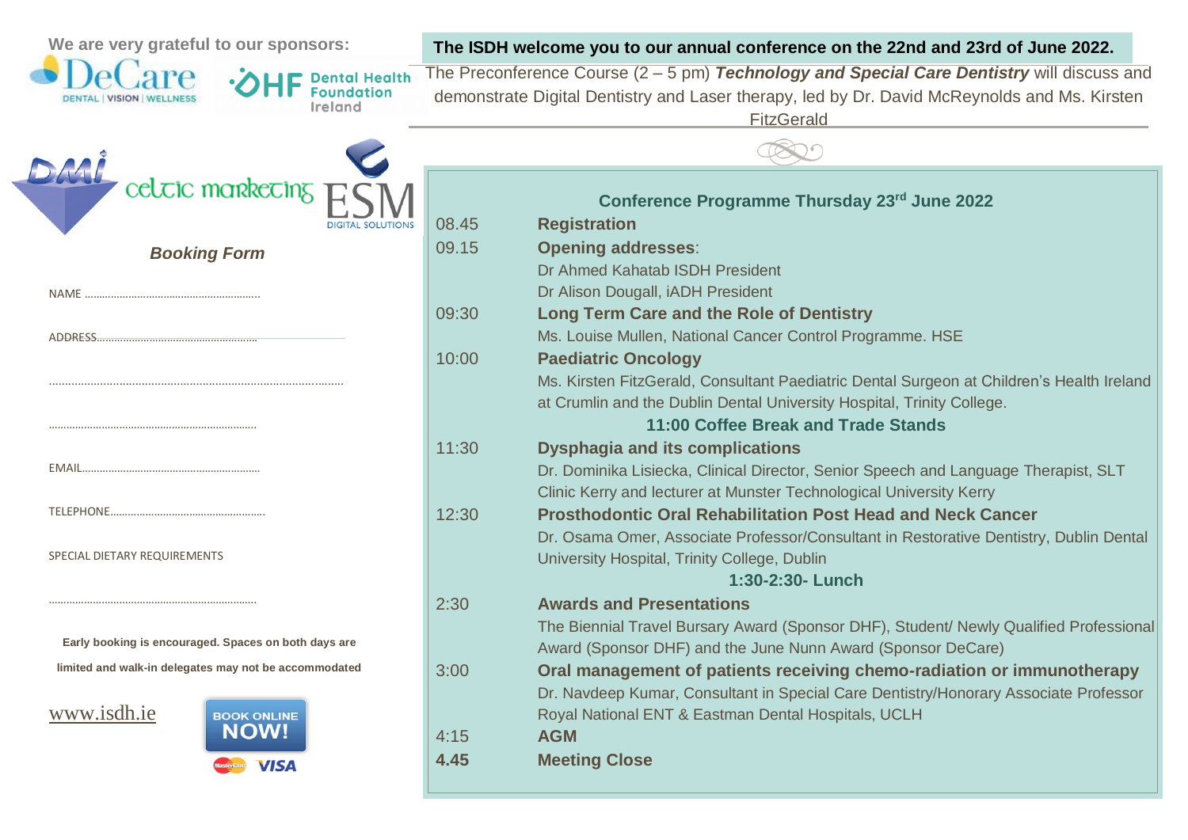We are very grateful to our sponsors:

DeCare DENTAL | VISION | WELLNESS

DHF Dental Health Foundation Ireland

DMI celtic marketing ESM DIGITAL SOLUTIONS

*Booking Form*

NAME ……………………………………………………

ADDRESS…………………………………………………

………………………………………………………………………………

……………………………………………………………

EMAIL……………………………………………………

TELEPHONE……………………………………………

SPECIAL DIETARY REQUIREMENTS

……………………………………………………………

**Early booking is encouraged. Spaces on both days are limited and walk-in delegates may not be accommodated**

www.isdh.ie

BOOK ONLINE NOW!

MasterCard VISA

**The ISDH welcome you to our annual conference on the 22nd and 23rd of June 2022.**

The Preconference Course (2 – 5 pm) ***Technology and Special Care Dentistry*** will discuss and demonstrate Digital Dentistry and Laser therapy, led by Dr. David McReynolds and Ms. Kirsten FitzGerald

## Conference Programme Thursday 23rd June 2022

| | |
|---|---|
| 08.45 | **Registration** |
| 09.15 | **Opening addresses**:<br>Dr Ahmed Kahatab ISDH President<br>Dr Alison Dougall, iADH President |
| 09:30 | **Long Term Care and the Role of Dentistry**<br>Ms. Louise Mullen, National Cancer Control Programme. HSE |
| 10:00 | **Paediatric Oncology**<br>Ms. Kirsten FitzGerald, Consultant Paediatric Dental Surgeon at Children's Health Ireland at Crumlin and the Dublin Dental University Hospital, Trinity College. |
| | **11:00 Coffee Break and Trade Stands** |
| 11:30 | **Dysphagia and its complications**<br>Dr. Dominika Lisiecka, Clinical Director, Senior Speech and Language Therapist, SLT Clinic Kerry and lecturer at Munster Technological University Kerry |
| 12:30 | **Prosthodontic Oral Rehabilitation Post Head and Neck Cancer**<br>Dr. Osama Omer, Associate Professor/Consultant in Restorative Dentistry, Dublin Dental University Hospital, Trinity College, Dublin |
| | **1:30-2:30- Lunch** |
| 2:30 | **Awards and Presentations**<br>The Biennial Travel Bursary Award (Sponsor DHF), Student/ Newly Qualified Professional Award (Sponsor DHF) and the June Nunn Award (Sponsor DeCare) |
| 3:00 | **Oral management of patients receiving chemo-radiation or immunotherapy**<br>Dr. Navdeep Kumar, Consultant in Special Care Dentistry/Honorary Associate Professor Royal National ENT & Eastman Dental Hospitals, UCLH |
| 4:15 | **AGM** |
| **4.45** | **Meeting Close** |